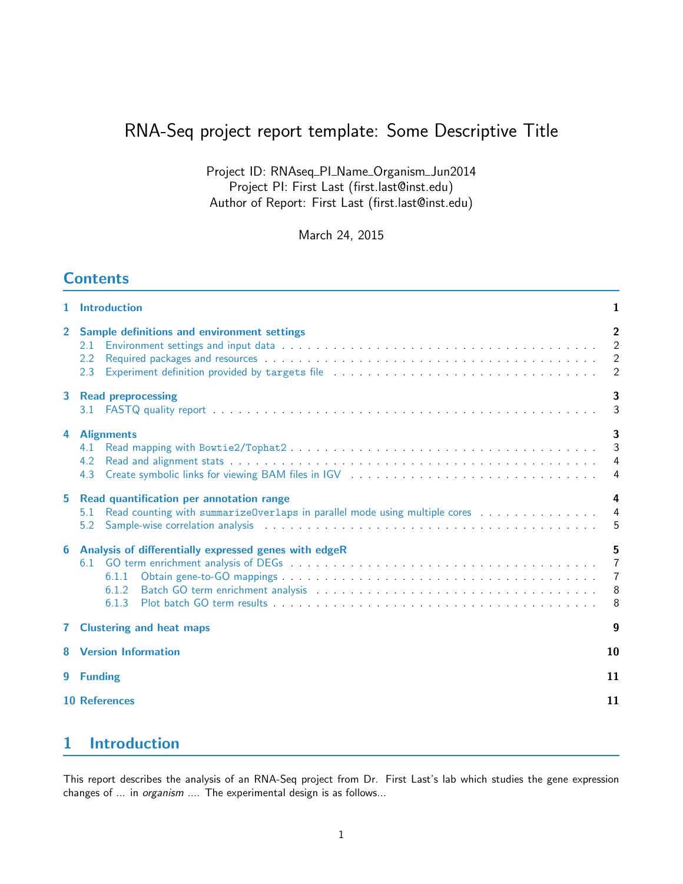# RNA-Seq project report template: Some Descriptive Title

Project ID: RNAseq_PI_Name_Organism_Jun2014
Project PI: First Last (first.last@inst.edu)
Author of Report: First Last (first.last@inst.edu)

March 24, 2015

## Contents

- 1 Introduction — 1
- 2 Sample definitions and environment settings — 2
  - 2.1 Environment settings and input data — 2
  - 2.2 Required packages and resources — 2
  - 2.3 Experiment definition provided by `targets` file — 2
- 3 Read preprocessing — 3
  - 3.1 FASTQ quality report — 3
- 4 Alignments — 3
  - 4.1 Read mapping with `Bowtie2/Tophat2` — 3
  - 4.2 Read and alignment stats — 4
  - 4.3 Create symbolic links for viewing BAM files in IGV — 4
- 5 Read quantification per annotation range — 4
  - 5.1 Read counting with `summarizeOverlaps` in parallel mode using multiple cores — 4
  - 5.2 Sample-wise correlation analysis — 5
- 6 Analysis of differentially expressed genes with edgeR — 5
  - 6.1 GO term enrichment analysis of DEGs — 7
    - 6.1.1 Obtain gene-to-GO mappings — 7
    - 6.1.2 Batch GO term enrichment analysis — 8
    - 6.1.3 Plot batch GO term results — 8
- 7 Clustering and heat maps — 9
- 8 Version Information — 10
- 9 Funding — 11
- 10 References — 11

## 1 Introduction

This report describes the analysis of an RNA-Seq project from Dr. First Last's lab which studies the gene expression changes of ... in *organism* .... The experimental design is as follows...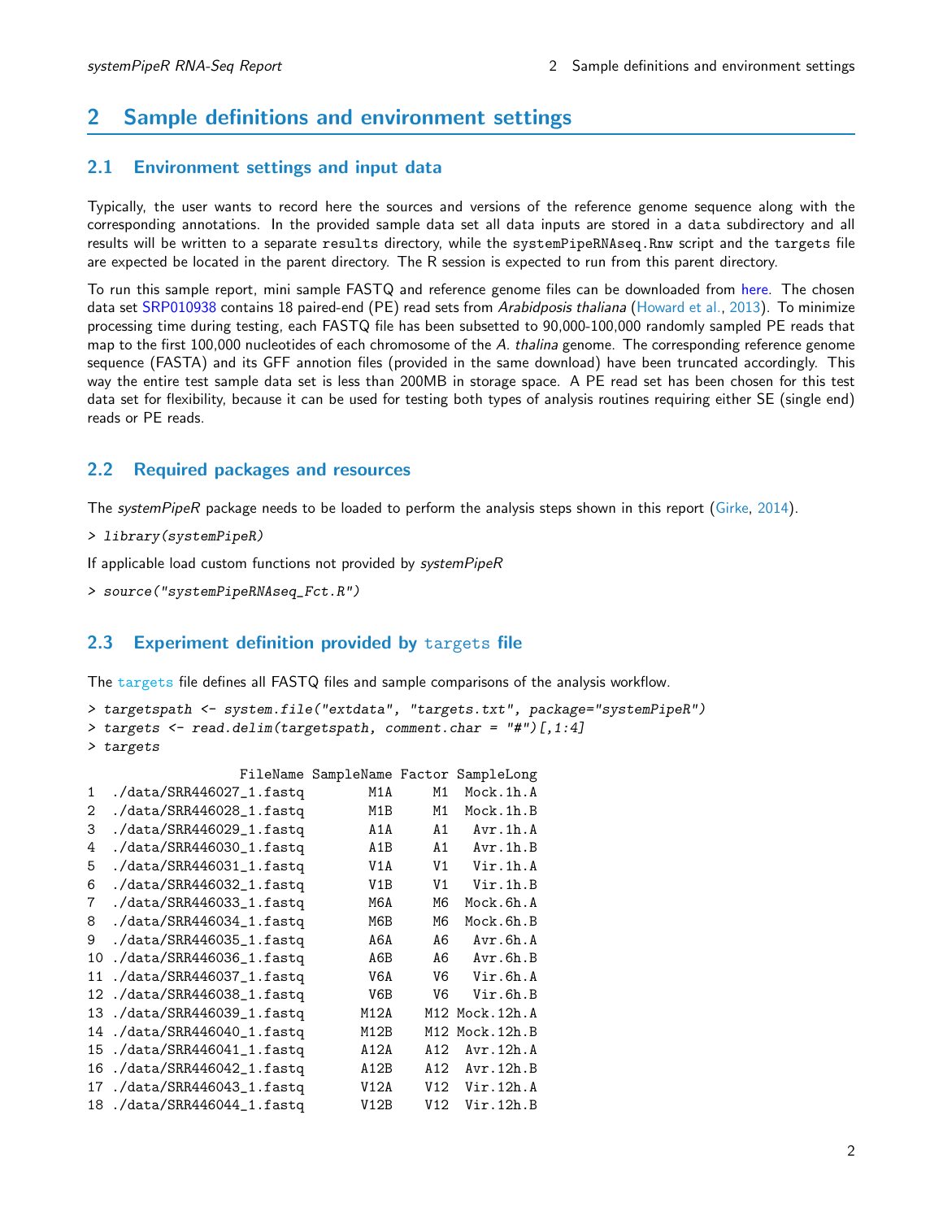## 2 Sample definitions and environment settings

### 2.1 Environment settings and input data

Typically, the user wants to record here the sources and versions of the reference genome sequence along with the corresponding annotations. In the provided sample data set all data inputs are stored in a `data` subdirectory and all results will be written to a separate `results` directory, while the `systemPipeRNAseq.Rnw` script and the `targets` file are expected be located in the parent directory. The R session is expected to run from this parent directory.

To run this sample report, mini sample FASTQ and reference genome files can be downloaded from here. The chosen data set SRP010938 contains 18 paired-end (PE) read sets from *Arabidposis thaliana* (Howard et al., 2013). To minimize processing time during testing, each FASTQ file has been subsetted to 90,000-100,000 randomly sampled PE reads that map to the first 100,000 nucleotides of each chromosome of the *A. thalina* genome. The corresponding reference genome sequence (FASTA) and its GFF annotion files (provided in the same download) have been truncated accordingly. This way the entire test sample data set is less than 200MB in storage space. A PE read set has been chosen for this test data set for flexibility, because it can be used for testing both types of analysis routines requiring either SE (single end) reads or PE reads.

### 2.2 Required packages and resources

The *systemPipeR* package needs to be loaded to perform the analysis steps shown in this report (Girke, 2014).

```
> library(systemPipeR)
```

If applicable load custom functions not provided by *systemPipeR*

```
> source("systemPipeRNAseq_Fct.R")
```

### 2.3 Experiment definition provided by `targets` file

The `targets` file defines all FASTQ files and sample comparisons of the analysis workflow.

```
> targetspath <- system.file("extdata", "targets.txt", package="systemPipeR")
> targets <- read.delim(targetspath, comment.char = "#")[,1:4]
> targets
                 FileName SampleName Factor SampleLong
1  ./data/SRR446027_1.fastq        M1A     M1  Mock.1h.A
2  ./data/SRR446028_1.fastq        M1B     M1  Mock.1h.B
3  ./data/SRR446029_1.fastq        A1A     A1   Avr.1h.A
4  ./data/SRR446030_1.fastq        A1B     A1   Avr.1h.B
5  ./data/SRR446031_1.fastq        V1A     V1   Vir.1h.A
6  ./data/SRR446032_1.fastq        V1B     V1   Vir.1h.B
7  ./data/SRR446033_1.fastq        M6A     M6  Mock.6h.A
8  ./data/SRR446034_1.fastq        M6B     M6  Mock.6h.B
9  ./data/SRR446035_1.fastq        A6A     A6   Avr.6h.A
10 ./data/SRR446036_1.fastq        A6B     A6   Avr.6h.B
11 ./data/SRR446037_1.fastq        V6A     V6   Vir.6h.A
12 ./data/SRR446038_1.fastq        V6B     V6   Vir.6h.B
13 ./data/SRR446039_1.fastq       M12A    M12 Mock.12h.A
14 ./data/SRR446040_1.fastq       M12B    M12 Mock.12h.B
15 ./data/SRR446041_1.fastq       A12A    A12  Avr.12h.A
16 ./data/SRR446042_1.fastq       A12B    A12  Avr.12h.B
17 ./data/SRR446043_1.fastq       V12A    V12  Vir.12h.A
18 ./data/SRR446044_1.fastq       V12B    V12  Vir.12h.B
```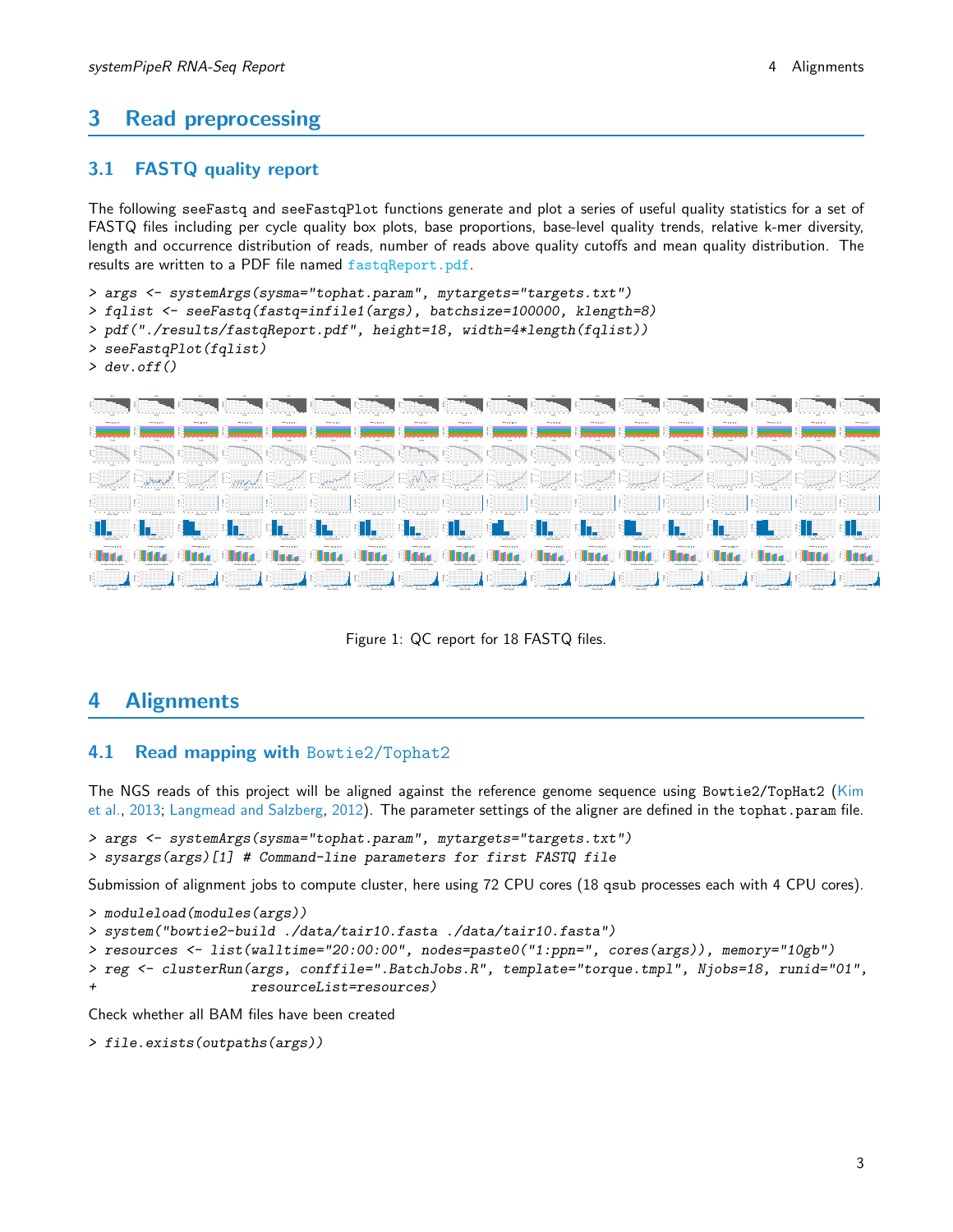# 3 Read preprocessing

## 3.1 FASTQ quality report

The following seeFastq and seeFastqPlot functions generate and plot a series of useful quality statistics for a set of FASTQ files including per cycle quality box plots, base proportions, base-level quality trends, relative k-mer diversity, length and occurrence distribution of reads, number of reads above quality cutoffs and mean quality distribution. The results are written to a PDF file named fastqReport.pdf.

```
> args <- systemArgs(sysma="tophat.param", mytargets="targets.txt")
> fqlist <- seeFastq(fastq=infile1(args), batchsize=100000, klength=8)
> pdf("./results/fastqReport.pdf", height=18, width=4*length(fqlist))
> seeFastqPlot(fqlist)
> dev.off()
```

Figure 1: QC report for 18 FASTQ files.

# 4 Alignments

## 4.1 Read mapping with Bowtie2/Tophat2

The NGS reads of this project will be aligned against the reference genome sequence using Bowtie2/TopHat2 (Kim et al., 2013; Langmead and Salzberg, 2012). The parameter settings of the aligner are defined in the tophat.param file.

```
> args <- systemArgs(sysma="tophat.param", mytargets="targets.txt")
> sysargs(args)[1] # Command-line parameters for first FASTQ file
```

Submission of alignment jobs to compute cluster, here using 72 CPU cores (18 qsub processes each with 4 CPU cores).

```
> moduleload(modules(args))
> system("bowtie2-build ./data/tair10.fasta ./data/tair10.fasta")
> resources <- list(walltime="20:00:00", nodes=paste0("1:ppn=", cores(args)), memory="10gb")
> reg <- clusterRun(args, conffile=".BatchJobs.R", template="torque.tmpl", Njobs=18, runid="01",
+                   resourceList=resources)
```

Check whether all BAM files have been created

```
> file.exists(outpaths(args))
```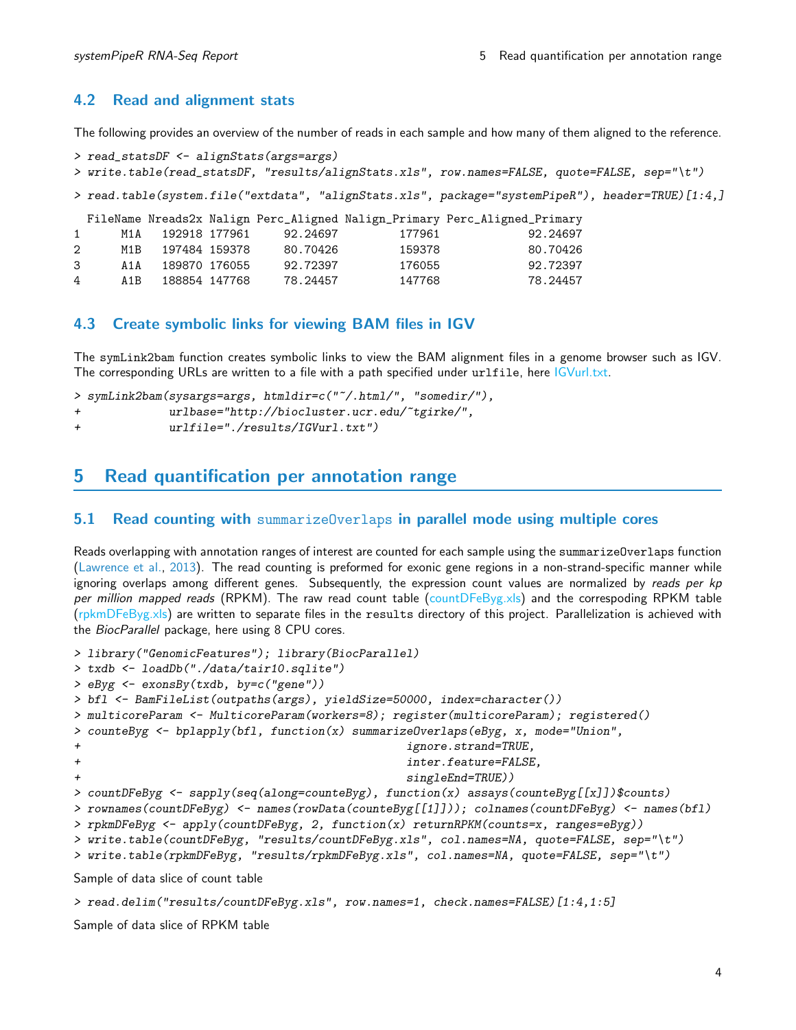## 4.2 Read and alignment stats

The following provides an overview of the number of reads in each sample and how many of them aligned to the reference.

```
> read_statsDF <- alignStats(args=args)
> write.table(read_statsDF, "results/alignStats.xls", row.names=FALSE, quote=FALSE, sep="\t")
```

```
> read.table(system.file("extdata", "alignStats.xls", package="systemPipeR"), header=TRUE)[1:4,]
```

```
  FileName Nreads2x Nalign Perc_Aligned Nalign_Primary Perc_Aligned_Primary
1      M1A   192918 177961     92.24697         177961             92.24697
2      M1B   197484 159378     80.70426         159378             80.70426
3      A1A   189870 176055     92.72397         176055             92.72397
4      A1B   188854 147768     78.24457         147768             78.24457
```

## 4.3 Create symbolic links for viewing BAM files in IGV

The symLink2bam function creates symbolic links to view the BAM alignment files in a genome browser such as IGV. The corresponding URLs are written to a file with a path specified under urlfile, here IGVurl.txt.

```
> symLink2bam(sysargs=args, htmldir=c("~/.html/", "somedir/"),
+             urlbase="http://biocluster.ucr.edu/~tgirke/",
+             urlfile="./results/IGVurl.txt")
```

# 5 Read quantification per annotation range

## 5.1 Read counting with summarizeOverlaps in parallel mode using multiple cores

Reads overlapping with annotation ranges of interest are counted for each sample using the summarizeOverlaps function (Lawrence et al., 2013). The read counting is preformed for exonic gene regions in a non-strand-specific manner while ignoring overlaps among different genes. Subsequently, the expression count values are normalized by *reads per kp per million mapped reads* (RPKM). The raw read count table (countDFeByg.xls) and the correspoding RPKM table (rpkmDFeByg.xls) are written to separate files in the results directory of this project. Parallelization is achieved with the *BiocParallel* package, here using 8 CPU cores.

```
> library("GenomicFeatures"); library(BiocParallel)
> txdb <- loadDb("./data/tair10.sqlite")
> eByg <- exonsBy(txdb, by=c("gene"))
> bfl <- BamFileList(outpaths(args), yieldSize=50000, index=character())
> multicoreParam <- MulticoreParam(workers=8); register(multicoreParam); registered()
> counteByg <- bplapply(bfl, function(x) summarizeOverlaps(eByg, x, mode="Union",
+                                                ignore.strand=TRUE,
+                                                inter.feature=FALSE,
+                                                singleEnd=TRUE))
> countDFeByg <- sapply(seq(along=counteByg), function(x) assays(counteByg[[x]])$counts)
> rownames(countDFeByg) <- names(rowData(counteByg[[1]])); colnames(countDFeByg) <- names(bfl)
> rpkmDFeByg <- apply(countDFeByg, 2, function(x) returnRPKM(counts=x, ranges=eByg))
> write.table(countDFeByg, "results/countDFeByg.xls", col.names=NA, quote=FALSE, sep="\t")
> write.table(rpkmDFeByg, "results/rpkmDFeByg.xls", col.names=NA, quote=FALSE, sep="\t")
```

Sample of data slice of count table

```
> read.delim("results/countDFeByg.xls", row.names=1, check.names=FALSE)[1:4,1:5]
```

Sample of data slice of RPKM table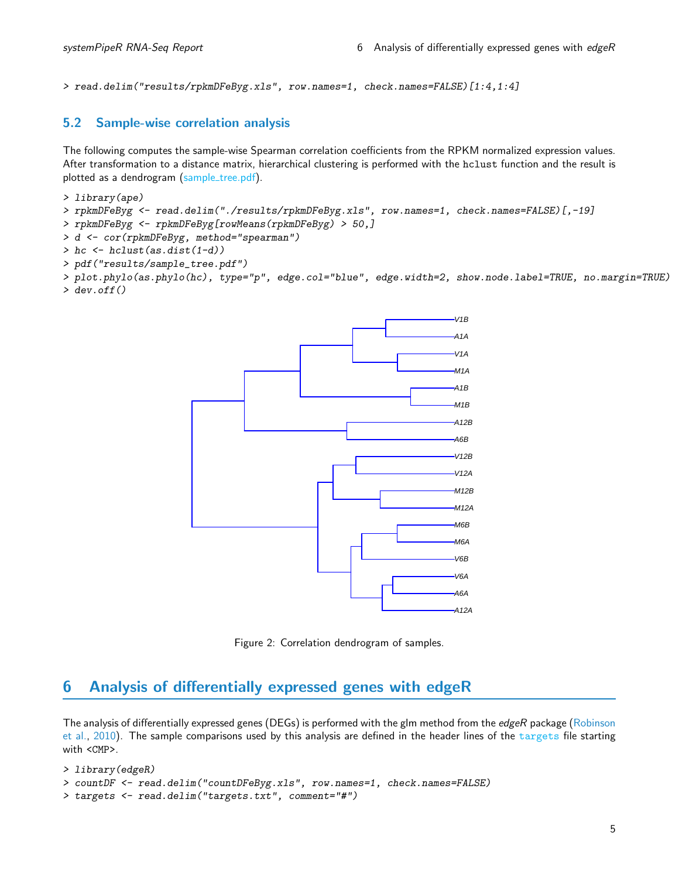```
> read.delim("results/rpkmDFeByg.xls", row.names=1, check.names=FALSE)[1:4,1:4]
```

## 5.2 Sample-wise correlation analysis

The following computes the sample-wise Spearman correlation coefficients from the RPKM normalized expression values. After transformation to a distance matrix, hierarchical clustering is performed with the `hclust` function and the result is plotted as a dendrogram (sample_tree.pdf).

```
> library(ape)
> rpkmDFeByg <- read.delim("./results/rpkmDFeByg.xls", row.names=1, check.names=FALSE)[,-19]
> rpkmDFeByg <- rpkmDFeByg[rowMeans(rpkmDFeByg) > 50,]
> d <- cor(rpkmDFeByg, method="spearman")
> hc <- hclust(as.dist(1-d))
> pdf("results/sample_tree.pdf")
> plot.phylo(as.phylo(hc), type="p", edge.col="blue", edge.width=2, show.node.label=TRUE, no.margin=TRUE)
> dev.off()
```

Figure 2: Correlation dendrogram of samples.

# 6 Analysis of differentially expressed genes with edgeR

The analysis of differentially expressed genes (DEGs) is performed with the glm method from the *edgeR* package (Robinson et al., 2010). The sample comparisons used by this analysis are defined in the header lines of the `targets` file starting with <CMP>.

```
> library(edgeR)
> countDF <- read.delim("countDFeByg.xls", row.names=1, check.names=FALSE)
> targets <- read.delim("targets.txt", comment="#")
```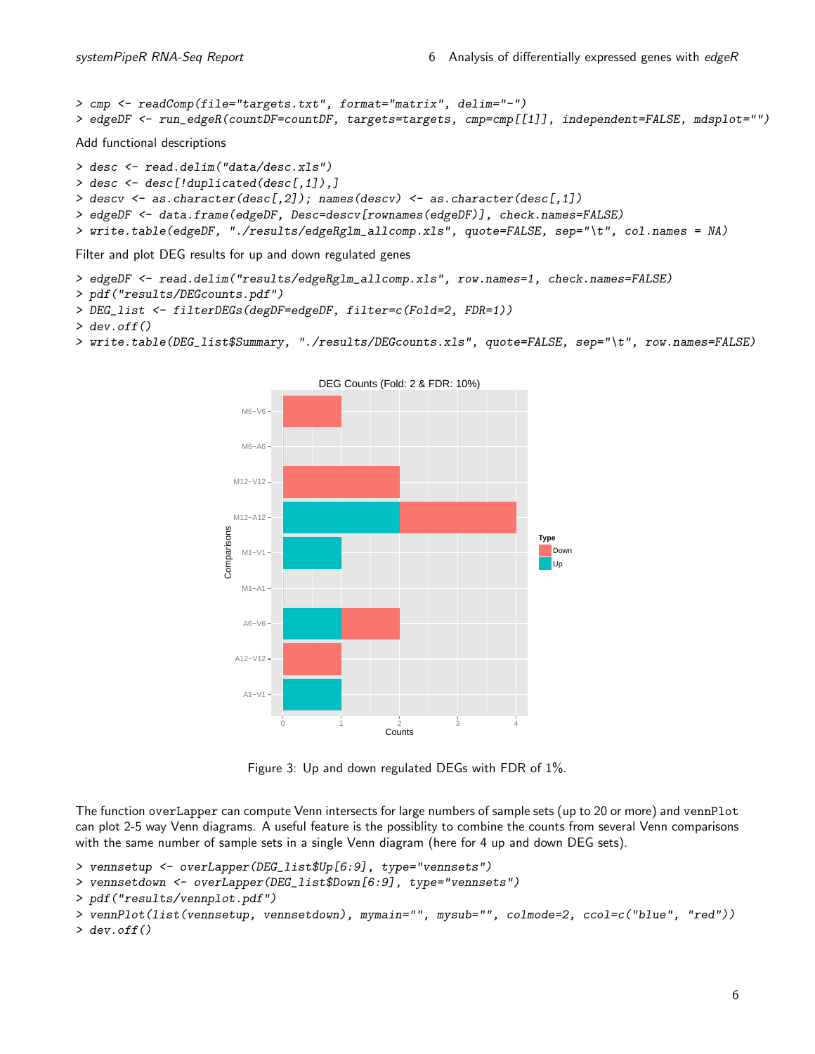```
> cmp <- readComp(file="targets.txt", format="matrix", delim="-")
> edgeDF <- run_edgeR(countDF=countDF, targets=targets, cmp=cmp[[1]], independent=FALSE, mdsplot="")
```

Add functional descriptions

```
> desc <- read.delim("data/desc.xls")
> desc <- desc[!duplicated(desc[,1]),]
> descv <- as.character(desc[,2]); names(descv) <- as.character(desc[,1])
> edgeDF <- data.frame(edgeDF, Desc=descv[rownames(edgeDF)], check.names=FALSE)
> write.table(edgeDF, "./results/edgeRglm_allcomp.xls", quote=FALSE, sep="\t", col.names = NA)
```

Filter and plot DEG results for up and down regulated genes

```
> edgeDF <- read.delim("results/edgeRglm_allcomp.xls", row.names=1, check.names=FALSE)
> pdf("results/DEGcounts.pdf")
> DEG_list <- filterDEGs(degDF=edgeDF, filter=c(Fold=2, FDR=1))
> dev.off()
> write.table(DEG_list$Summary, "./results/DEGcounts.xls", quote=FALSE, sep="\t", row.names=FALSE)
```

Figure 3: Up and down regulated DEGs with FDR of 1%.

The function overLapper can compute Venn intersects for large numbers of sample sets (up to 20 or more) and vennPlot can plot 2-5 way Venn diagrams. A useful feature is the possiblity to combine the counts from several Venn comparisons with the same number of sample sets in a single Venn diagram (here for 4 up and down DEG sets).

```
> vennsetup <- overLapper(DEG_list$Up[6:9], type="vennsets")
> vennsetdown <- overLapper(DEG_list$Down[6:9], type="vennsets")
> pdf("results/vennplot.pdf")
> vennPlot(list(vennsetup, vennsetdown), mymain="", mysub="", colmode=2, ccol=c("blue", "red"))
> dev.off()
```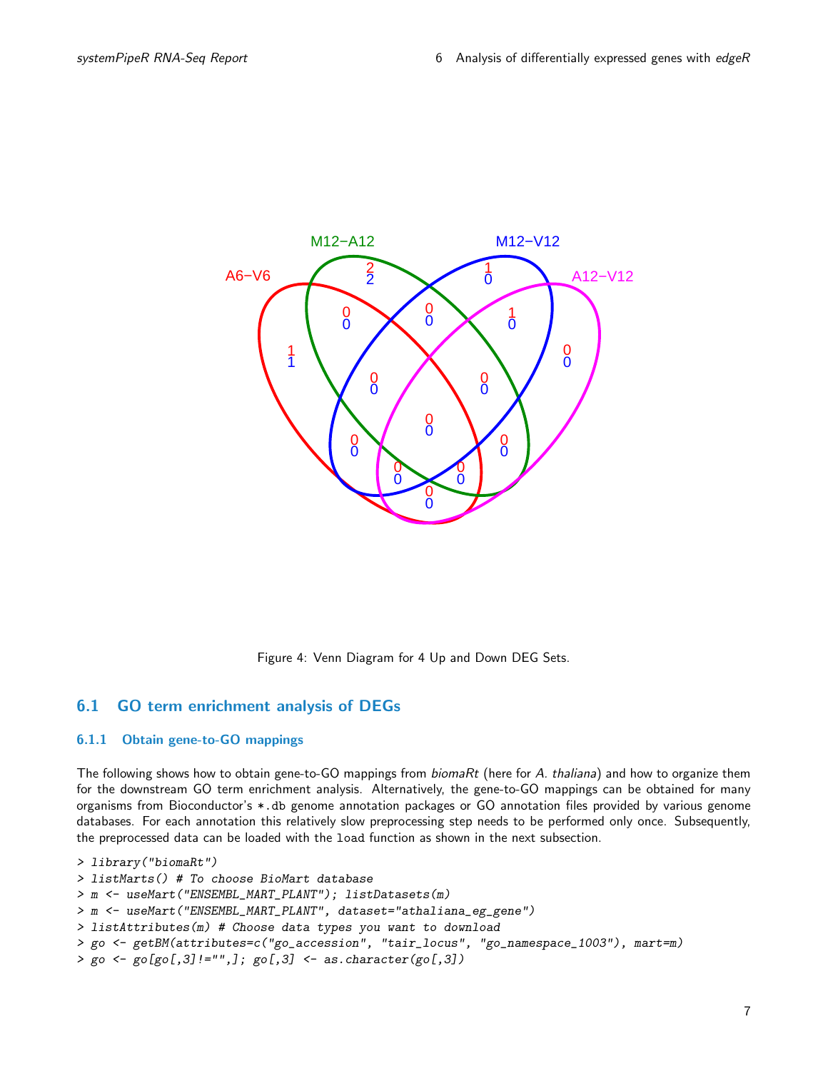Figure 4: Venn Diagram for 4 Up and Down DEG Sets.

## 6.1 GO term enrichment analysis of DEGs

### 6.1.1 Obtain gene-to-GO mappings

The following shows how to obtain gene-to-GO mappings from *biomaRt* (here for *A. thaliana*) and how to organize them for the downstream GO term enrichment analysis. Alternatively, the gene-to-GO mappings can be obtained for many organisms from Bioconductor's `*.db` genome annotation packages or GO annotation files provided by various genome databases. For each annotation this relatively slow preprocessing step needs to be performed only once. Subsequently, the preprocessed data can be loaded with the `load` function as shown in the next subsection.

```
> library("biomaRt")
> listMarts() # To choose BioMart database
> m <- useMart("ENSEMBL_MART_PLANT"); listDatasets(m)
> m <- useMart("ENSEMBL_MART_PLANT", dataset="athaliana_eg_gene")
> listAttributes(m) # Choose data types you want to download
> go <- getBM(attributes=c("go_accession", "tair_locus", "go_namespace_1003"), mart=m)
> go <- go[go[,3]!="",]; go[,3] <- as.character(go[,3])
```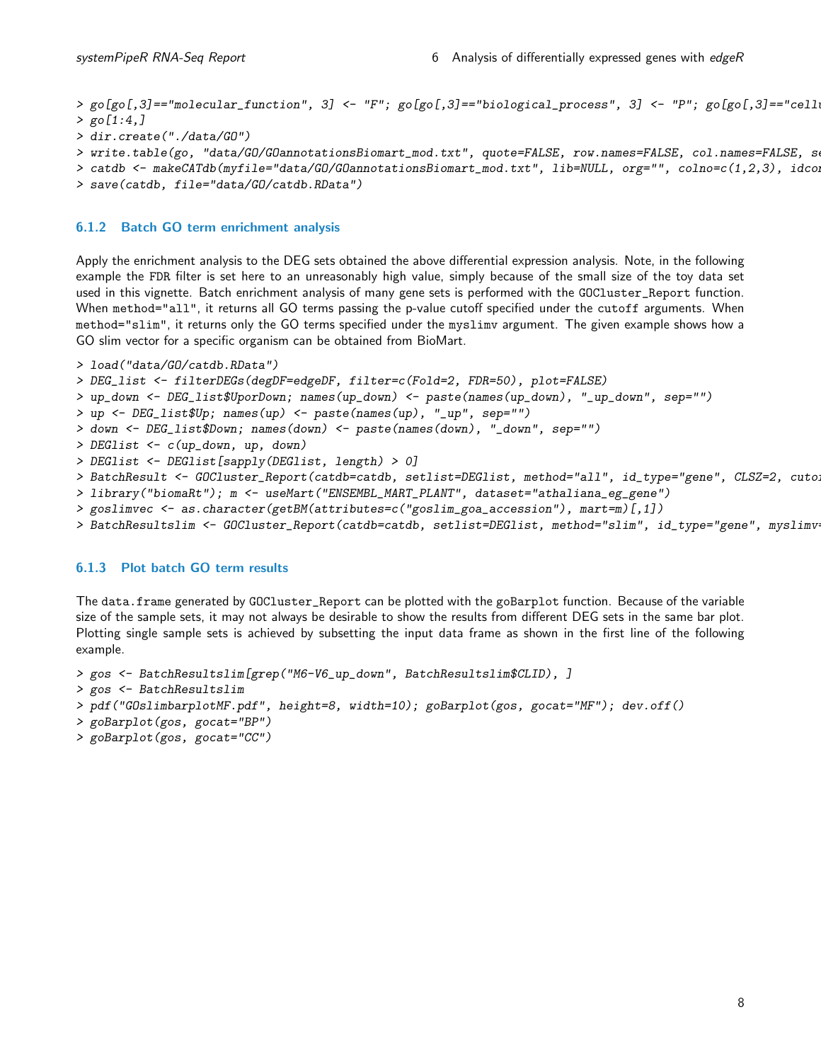```
> go[go[,3]=="molecular_function", 3] <- "F"; go[go[,3]=="biological_process", 3] <- "P"; go[go[,3]=="cellu
> go[1:4,]
> dir.create("./data/GO")
> write.table(go, "data/GO/GOannotationsBiomart_mod.txt", quote=FALSE, row.names=FALSE, col.names=FALSE, se
> catdb <- makeCATdb(myfile="data/GO/GOannotationsBiomart_mod.txt", lib=NULL, org="", colno=c(1,2,3), idcor
> save(catdb, file="data/GO/catdb.RData")
```

### 6.1.2 Batch GO term enrichment analysis

Apply the enrichment analysis to the DEG sets obtained the above differential expression analysis. Note, in the following example the FDR filter is set here to an unreasonably high value, simply because of the small size of the toy data set used in this vignette. Batch enrichment analysis of many gene sets is performed with the GOCluster_Report function. When method="all", it returns all GO terms passing the p-value cutoff specified under the cutoff arguments. When method="slim", it returns only the GO terms specified under the myslimv argument. The given example shows how a GO slim vector for a specific organism can be obtained from BioMart.

```
> load("data/GO/catdb.RData")
> DEG_list <- filterDEGs(degDF=edgeDF, filter=c(Fold=2, FDR=50), plot=FALSE)
> up_down <- DEG_list$UporDown; names(up_down) <- paste(names(up_down), "_up_down", sep="")
> up <- DEG_list$Up; names(up) <- paste(names(up), "_up", sep="")
> down <- DEG_list$Down; names(down) <- paste(names(down), "_down", sep="")
> DEGlist <- c(up_down, up, down)
> DEGlist <- DEGlist[sapply(DEGlist, length) > 0]
> BatchResult <- GOCluster_Report(catdb=catdb, setlist=DEGlist, method="all", id_type="gene", CLSZ=2, cutof
> library("biomaRt"); m <- useMart("ENSEMBL_MART_PLANT", dataset="athaliana_eg_gene")
> goslimvec <- as.character(getBM(attributes=c("goslim_goa_accession"), mart=m)[,1])
> BatchResultslim <- GOCluster_Report(catdb=catdb, setlist=DEGlist, method="slim", id_type="gene", myslimv=
```

### 6.1.3 Plot batch GO term results

The data.frame generated by GOCluster_Report can be plotted with the goBarplot function. Because of the variable size of the sample sets, it may not always be desirable to show the results from different DEG sets in the same bar plot. Plotting single sample sets is achieved by subsetting the input data frame as shown in the first line of the following example.

```
> gos <- BatchResultslim[grep("M6-V6_up_down", BatchResultslim$CLID), ]
> gos <- BatchResultslim
> pdf("GOslimbarplotMF.pdf", height=8, width=10); goBarplot(gos, gocat="MF"); dev.off()
> goBarplot(gos, gocat="BP")
> goBarplot(gos, gocat="CC")
```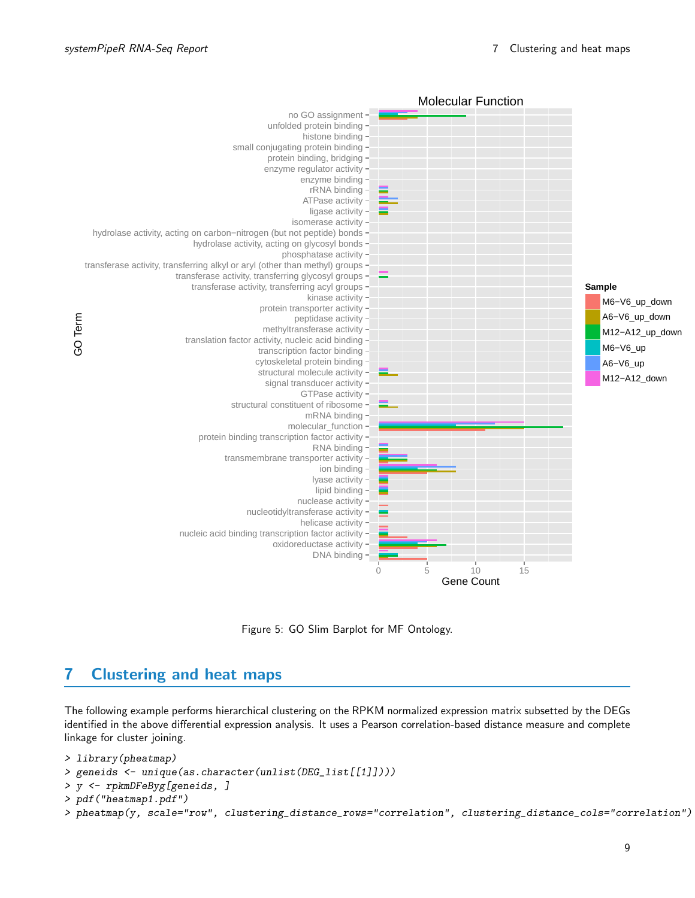Figure 5: GO Slim Barplot for MF Ontology.

## 7 Clustering and heat maps

The following example performs hierarchical clustering on the RPKM normalized expression matrix subsetted by the DEGs identified in the above differential expression analysis. It uses a Pearson correlation-based distance measure and complete linkage for cluster joining.

```
> library(pheatmap)
> geneids <- unique(as.character(unlist(DEG_list[[1]])))
> y <- rpkmDFeByg[geneids, ]
> pdf("heatmap1.pdf")
> pheatmap(y, scale="row", clustering_distance_rows="correlation", clustering_distance_cols="correlation")
```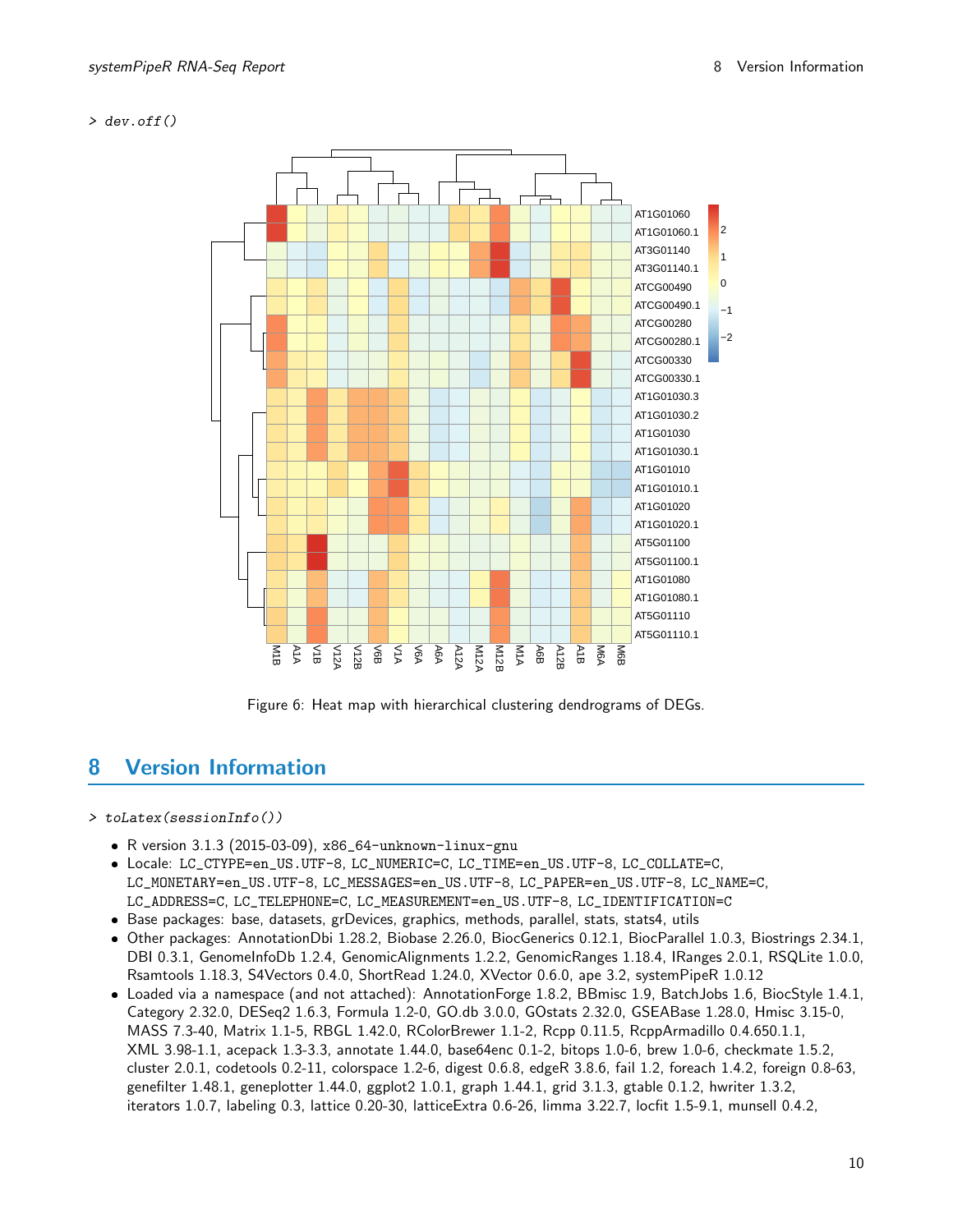```
> dev.off()
```

Figure 6: Heat map with hierarchical clustering dendrograms of DEGs.

## 8 Version Information

```
> toLatex(sessionInfo())
```

- R version 3.1.3 (2015-03-09), x86_64-unknown-linux-gnu
- Locale: LC_CTYPE=en_US.UTF-8, LC_NUMERIC=C, LC_TIME=en_US.UTF-8, LC_COLLATE=C, LC_MONETARY=en_US.UTF-8, LC_MESSAGES=en_US.UTF-8, LC_PAPER=en_US.UTF-8, LC_NAME=C, LC_ADDRESS=C, LC_TELEPHONE=C, LC_MEASUREMENT=en_US.UTF-8, LC_IDENTIFICATION=C
- Base packages: base, datasets, grDevices, graphics, methods, parallel, stats, stats4, utils
- Other packages: AnnotationDbi 1.28.2, Biobase 2.26.0, BiocGenerics 0.12.1, BiocParallel 1.0.3, Biostrings 2.34.1, DBI 0.3.1, GenomeInfoDb 1.2.4, GenomicAlignments 1.2.2, GenomicRanges 1.18.4, IRanges 2.0.1, RSQLite 1.0.0, Rsamtools 1.18.3, S4Vectors 0.4.0, ShortRead 1.24.0, XVector 0.6.0, ape 3.2, systemPipeR 1.0.12
- Loaded via a namespace (and not attached): AnnotationForge 1.8.2, BBmisc 1.9, BatchJobs 1.6, BiocStyle 1.4.1, Category 2.32.0, DESeq2 1.6.3, Formula 1.2-0, GO.db 3.0.0, GOstats 2.32.0, GSEABase 1.28.0, Hmisc 3.15-0, MASS 7.3-40, Matrix 1.1-5, RBGL 1.42.0, RColorBrewer 1.1-2, Rcpp 0.11.5, RcppArmadillo 0.4.650.1.1, XML 3.98-1.1, acepack 1.3-3.3, annotate 1.44.0, base64enc 0.1-2, bitops 1.0-6, brew 1.0-6, checkmate 1.5.2, cluster 2.0.1, codetools 0.2-11, colorspace 1.2-6, digest 0.6.8, edgeR 3.8.6, fail 1.2, foreach 1.4.2, foreign 0.8-63, genefilter 1.48.1, geneplotter 1.44.0, ggplot2 1.0.1, graph 1.44.1, grid 3.1.3, gtable 0.1.2, hwriter 1.3.2, iterators 1.0.7, labeling 0.3, lattice 0.20-30, latticeExtra 0.6-26, limma 3.22.7, locfit 1.5-9.1, munsell 0.4.2,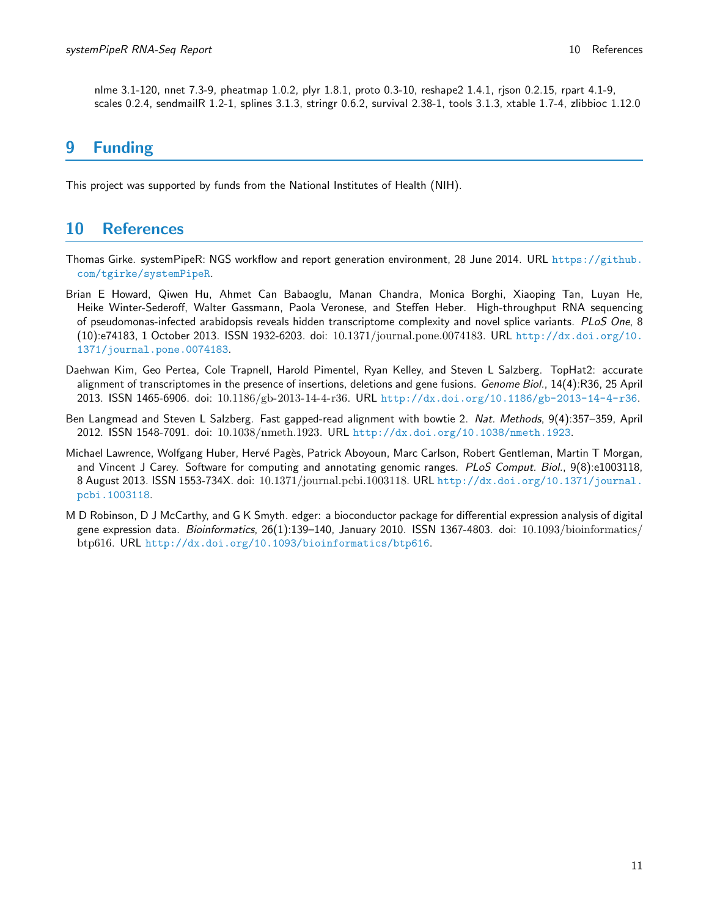nlme 3.1-120, nnet 7.3-9, pheatmap 1.0.2, plyr 1.8.1, proto 0.3-10, reshape2 1.4.1, rjson 0.2.15, rpart 4.1-9, scales 0.2.4, sendmailR 1.2-1, splines 3.1.3, stringr 0.6.2, survival 2.38-1, tools 3.1.3, xtable 1.7-4, zlibbioc 1.12.0

## 9 Funding

This project was supported by funds from the National Institutes of Health (NIH).

## 10 References

Thomas Girke. systemPipeR: NGS workflow and report generation environment, 28 June 2014. URL https://github.com/tgirke/systemPipeR.

Brian E Howard, Qiwen Hu, Ahmet Can Babaoglu, Manan Chandra, Monica Borghi, Xiaoping Tan, Luyan He, Heike Winter-Sederoff, Walter Gassmann, Paola Veronese, and Steffen Heber. High-throughput RNA sequencing of pseudomonas-infected arabidopsis reveals hidden transcriptome complexity and novel splice variants. *PLoS One*, 8 (10):e74183, 1 October 2013. ISSN 1932-6203. doi: 10.1371/journal.pone.0074183. URL http://dx.doi.org/10.1371/journal.pone.0074183.

Daehwan Kim, Geo Pertea, Cole Trapnell, Harold Pimentel, Ryan Kelley, and Steven L Salzberg. TopHat2: accurate alignment of transcriptomes in the presence of insertions, deletions and gene fusions. *Genome Biol.*, 14(4):R36, 25 April 2013. ISSN 1465-6906. doi: 10.1186/gb-2013-14-4-r36. URL http://dx.doi.org/10.1186/gb-2013-14-4-r36.

Ben Langmead and Steven L Salzberg. Fast gapped-read alignment with bowtie 2. *Nat. Methods*, 9(4):357–359, April 2012. ISSN 1548-7091. doi: 10.1038/nmeth.1923. URL http://dx.doi.org/10.1038/nmeth.1923.

Michael Lawrence, Wolfgang Huber, Hervé Pagès, Patrick Aboyoun, Marc Carlson, Robert Gentleman, Martin T Morgan, and Vincent J Carey. Software for computing and annotating genomic ranges. *PLoS Comput. Biol.*, 9(8):e1003118, 8 August 2013. ISSN 1553-734X. doi: 10.1371/journal.pcbi.1003118. URL http://dx.doi.org/10.1371/journal.pcbi.1003118.

M D Robinson, D J McCarthy, and G K Smyth. edger: a bioconductor package for differential expression analysis of digital gene expression data. *Bioinformatics*, 26(1):139–140, January 2010. ISSN 1367-4803. doi: 10.1093/bioinformatics/btp616. URL http://dx.doi.org/10.1093/bioinformatics/btp616.